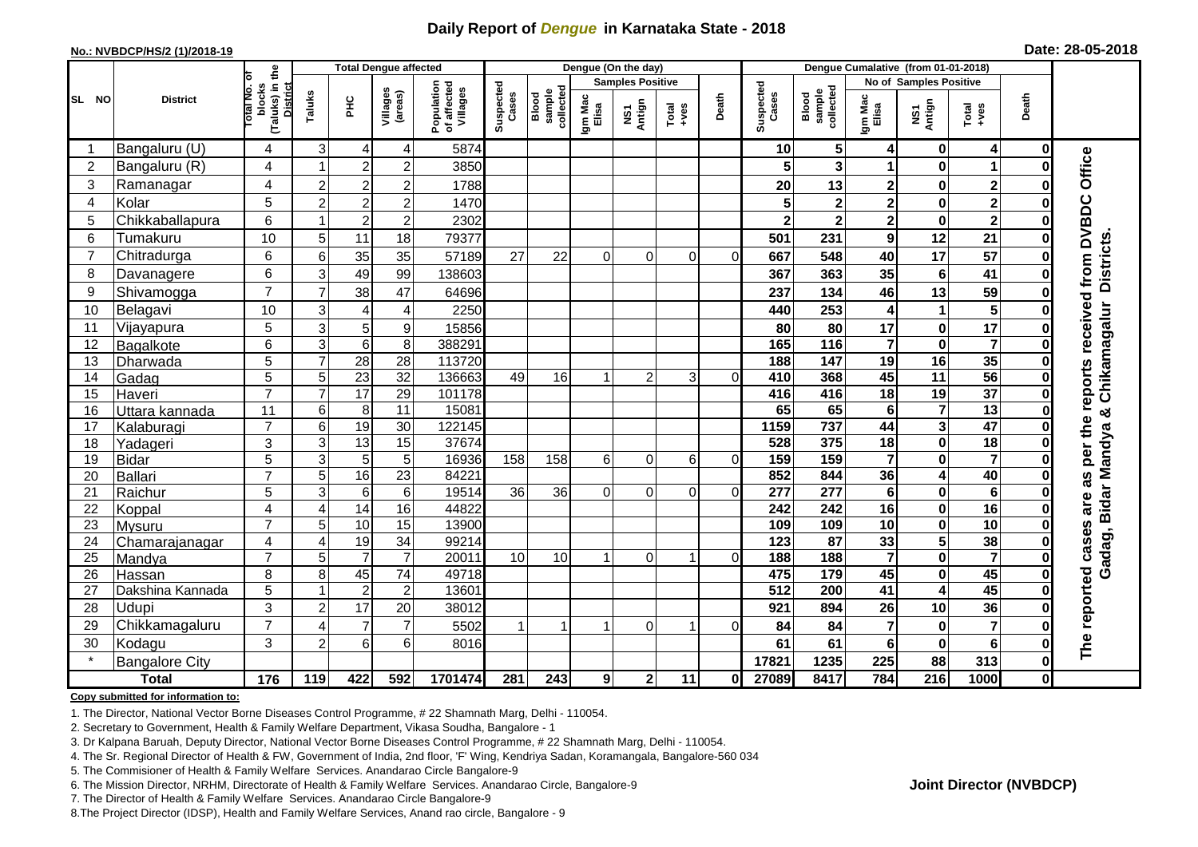# Daily Report of *Dengue* in Karnataka State - 2018

**No.: NVBDCP/HS/2 (1)/2018-19**

**Date: 28-05-2018**

| SL NO | District | Total No. of blocks (Taluks) in the District | Total Dengue affected | | | | Dengue (On the day) | | | | | | | Dengue Cumalative (from 01-01-2018) | | | | | | | |
|---|---|---|---|---|---|---|---|---|---|---|---|---|---|---|---|---|---|---|---|---|
| | | | Taluks | PHC | Villages (areas) | Population of affected Villages | Suspected Cases | Blood sample collected | Samples Positive | | | Death | Suspected Cases | Blood sample collected | No of Samples Positive | | | Death | |
| | | | | | | | | | Igm Mac Elisa | NS1 Antign | Total +ves | | | | Igm Mac Elisa | NS1 Antign | Total +ves | | |
| 1 | Bangaluru (U) | 4 | 3 | 4 | 4 | 5874 | | | | | | | 10 | 5 | 4 | 0 | 4 | 0 | The reported cases are as per the reports received from DVBDC Office Gadag, Bidar Mandya & Chikamagalur Districts. |
| 2 | Bangaluru (R) | 4 | 1 | 2 | 2 | 3850 | | | | | | | 5 | 3 | 1 | 0 | 1 | 0 | |
| 3 | Ramanagar | 4 | 2 | 2 | 2 | 1788 | | | | | | | 20 | 13 | 2 | 0 | 2 | 0 | |
| 4 | Kolar | 5 | 2 | 2 | 2 | 1470 | | | | | | | 5 | 2 | 2 | 0 | 2 | 0 | |
| 5 | Chikkaballapura | 6 | 1 | 2 | 2 | 2302 | | | | | | | 2 | 2 | 2 | 0 | 2 | 0 | |
| 6 | Tumakuru | 10 | 5 | 11 | 18 | 79377 | | | | | | | 501 | 231 | 9 | 12 | 21 | 0 | |
| 7 | Chitradurga | 6 | 6 | 35 | 35 | 57189 | 27 | 22 | 0 | 0 | 0 | 0 | 667 | 548 | 40 | 17 | 57 | 0 | |
| 8 | Davanagere | 6 | 3 | 49 | 99 | 138603 | | | | | | | 367 | 363 | 35 | 6 | 41 | 0 | |
| 9 | Shivamogga | 7 | 7 | 38 | 47 | 64696 | | | | | | | 237 | 134 | 46 | 13 | 59 | 0 | |
| 10 | Belagavi | 10 | 3 | 4 | 4 | 2250 | | | | | | | 440 | 253 | 4 | 1 | 5 | 0 | |
| 11 | Vijayapura | 5 | 3 | 5 | 9 | 15856 | | | | | | | 80 | 80 | 17 | 0 | 17 | 0 | |
| 12 | Bagalkote | 6 | 3 | 6 | 8 | 388291 | | | | | | | 165 | 116 | 7 | 0 | 7 | 0 | |
| 13 | Dharwada | 5 | 7 | 28 | 28 | 113720 | | | | | | | 188 | 147 | 19 | 16 | 35 | 0 | |
| 14 | Gadag | 5 | 5 | 23 | 32 | 136663 | 49 | 16 | 1 | 2 | 3 | 0 | 410 | 368 | 45 | 11 | 56 | 0 | |
| 15 | Haveri | 7 | 7 | 17 | 29 | 101178 | | | | | | | 416 | 416 | 18 | 19 | 37 | 0 | |
| 16 | Uttara kannada | 11 | 6 | 8 | 11 | 15081 | | | | | | | 65 | 65 | 6 | 7 | 13 | 0 | |
| 17 | Kalaburagi | 7 | 6 | 19 | 30 | 122145 | | | | | | | 1159 | 737 | 44 | 3 | 47 | 0 | |
| 18 | Yadageri | 3 | 3 | 13 | 15 | 37674 | | | | | | | 528 | 375 | 18 | 0 | 18 | 0 | |
| 19 | Bidar | 5 | 3 | 5 | 5 | 16936 | 158 | 158 | 6 | 0 | 6 | 0 | 159 | 159 | 7 | 0 | 7 | 0 | |
| 20 | Ballari | 7 | 5 | 16 | 23 | 84221 | | | | | | | 852 | 844 | 36 | 4 | 40 | 0 | |
| 21 | Raichur | 5 | 3 | 6 | 6 | 19514 | 36 | 36 | 0 | 0 | 0 | 0 | 277 | 277 | 6 | 0 | 6 | 0 | |
| 22 | Koppal | 4 | 4 | 14 | 16 | 44822 | | | | | | | 242 | 242 | 16 | 0 | 16 | 0 | |
| 23 | Mysuru | 7 | 5 | 10 | 15 | 13900 | | | | | | | 109 | 109 | 10 | 0 | 10 | 0 | |
| 24 | Chamarajanagar | 4 | 4 | 19 | 34 | 99214 | | | | | | | 123 | 87 | 33 | 5 | 38 | 0 | |
| 25 | Mandya | 7 | 5 | 7 | 7 | 20011 | 10 | 10 | 1 | 0 | 1 | 0 | 188 | 188 | 7 | 0 | 7 | 0 | |
| 26 | Hassan | 8 | 8 | 45 | 74 | 49718 | | | | | | | 475 | 179 | 45 | 0 | 45 | 0 | |
| 27 | Dakshina Kannada | 5 | 1 | 2 | 2 | 13601 | | | | | | | 512 | 200 | 41 | 4 | 45 | 0 | |
| 28 | Udupi | 3 | 2 | 17 | 20 | 38012 | | | | | | | 921 | 894 | 26 | 10 | 36 | 0 | |
| 29 | Chikkamagaluru | 7 | 4 | 7 | 7 | 5502 | 1 | 1 | 1 | 0 | 1 | 0 | 84 | 84 | 7 | 0 | 7 | 0 | |
| 30 | Kodagu | 3 | 2 | 6 | 6 | 8016 | | | | | | | 61 | 61 | 6 | 0 | 6 | 0 | |
| * | Bangalore City | | | | | | | | | | | | 17821 | 1235 | 225 | 88 | 313 | 0 | |
| | **Total** | **176** | **119** | **422** | **592** | **1701474** | **281** | **243** | **9** | **2** | **11** | **0** | **27089** | **8417** | **784** | **216** | **1000** | **0** | |

**Copy submitted for information to:**

1. The Director, National Vector Borne Diseases Control Programme, # 22 Shamnath Marg, Delhi - 110054.
2. Secretary to Government, Health & Family Welfare Department, Vikasa Soudha, Bangalore - 1
3. Dr Kalpana Baruah, Deputy Director, National Vector Borne Diseases Control Programme, # 22 Shamnath Marg, Delhi - 110054.
4. The Sr. Regional Director of Health & FW, Government of India, 2nd floor, 'F' Wing, Kendriya Sadan, Koramangala, Bangalore-560 034
5. The Commisioner of Health & Family Welfare Services. Anandarao Circle Bangalore-9
6. The Mission Director, NRHM, Directorate of Health & Family Welfare Services. Anandarao Circle, Bangalore-9
7. The Director of Health & Family Welfare Services. Anandarao Circle Bangalore-9
8. The Project Director (IDSP), Health and Family Welfare Services, Anand rao circle, Bangalore - 9

**Joint Director (NVBDCP)**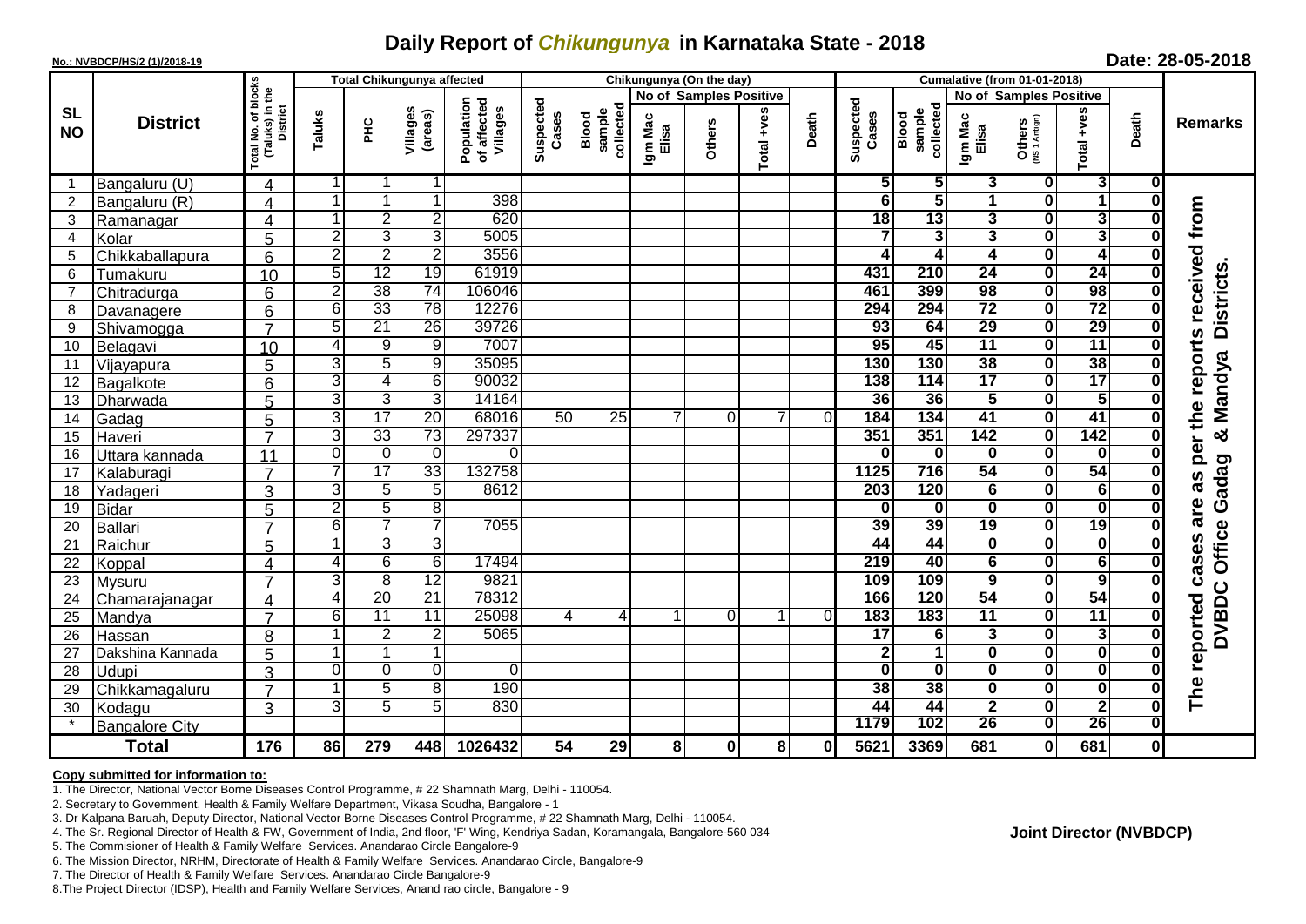# Daily Report of *Chikungunya* in Karnataka State - 2018

**No.: NVBDCP/HS/2 (1)/2018-19**

**Date: 28-05-2018**

| SL NO | District | Total No. of blocks (Taluks) in the District | Total Chikungunya affected | | | | Chikungunya (On the day) | | | | | | | Cumalative (from 01-01-2018) | | | | | | | Remarks |
|---|---|---|---|---|---|---|---|---|---|---|---|---|---|---|---|---|---|---|---|---|---|
| | | | Taluks | PHC | Villages (areas) | Population of affected Villages | Suspected Cases | Blood sample collected | No of Samples Positive | | | Death | Suspected Cases | Blood sample collected | No of Samples Positive | | | Death | |
| | | | | | | | | | Igm Mac Elisa | Others | Total +ves | | | | Igm Mac Elisa | Others (NS 1 Antign) | Total +ves | | |
| 1 | Bangaluru (U) | 4 | 1 | 1 | 1 | | | | | | | | 5 | 5 | 3 | 0 | 3 | 0 | The reported cases are as per the reports received from DVBDC Office Gadag & Mandya Districts. |
| 2 | Bangaluru (R) | 4 | 1 | 1 | 1 | 398 | | | | | | | 6 | 5 | 1 | 0 | 1 | 0 | |
| 3 | Ramanagar | 4 | 1 | 2 | 2 | 620 | | | | | | | 18 | 13 | 3 | 0 | 3 | 0 | |
| 4 | Kolar | 5 | 2 | 3 | 3 | 5005 | | | | | | | 7 | 3 | 3 | 0 | 3 | 0 | |
| 5 | Chikkaballapura | 6 | 2 | 2 | 2 | 3556 | | | | | | | 4 | 4 | 4 | 0 | 4 | 0 | |
| 6 | Tumakuru | 10 | 5 | 12 | 19 | 61919 | | | | | | | 431 | 210 | 24 | 0 | 24 | 0 | |
| 7 | Chitradurga | 6 | 2 | 38 | 74 | 106046 | | | | | | | 461 | 399 | 98 | 0 | 98 | 0 | |
| 8 | Davanagere | 6 | 6 | 33 | 78 | 12276 | | | | | | | 294 | 294 | 72 | 0 | 72 | 0 | |
| 9 | Shivamogga | 7 | 5 | 21 | 26 | 39726 | | | | | | | 93 | 64 | 29 | 0 | 29 | 0 | |
| 10 | Belagavi | 10 | 4 | 9 | 9 | 7007 | | | | | | | 95 | 45 | 11 | 0 | 11 | 0 | |
| 11 | Vijayapura | 5 | 3 | 5 | 9 | 35095 | | | | | | | 130 | 130 | 38 | 0 | 38 | 0 | |
| 12 | Bagalkote | 6 | 3 | 4 | 6 | 90032 | | | | | | | 138 | 114 | 17 | 0 | 17 | 0 | |
| 13 | Dharwada | 5 | 3 | 3 | 3 | 14164 | | | | | | | 36 | 36 | 5 | 0 | 5 | 0 | |
| 14 | Gadag | 5 | 3 | 17 | 20 | 68016 | 50 | 25 | 7 | 0 | 7 | 0 | 184 | 134 | 41 | 0 | 41 | 0 | |
| 15 | Haveri | 7 | 3 | 33 | 73 | 297337 | | | | | | | 351 | 351 | 142 | 0 | 142 | 0 | |
| 16 | Uttara kannada | 11 | 0 | 0 | 0 | 0 | | | | | | | 0 | 0 | 0 | 0 | 0 | 0 | |
| 17 | Kalaburagi | 7 | 7 | 17 | 33 | 132758 | | | | | | | 1125 | 716 | 54 | 0 | 54 | 0 | |
| 18 | Yadageri | 3 | 3 | 5 | 5 | 8612 | | | | | | | 203 | 120 | 6 | 0 | 6 | 0 | |
| 19 | Bidar | 5 | 2 | 5 | 8 | | | | | | | | 0 | 0 | 0 | 0 | 0 | 0 | |
| 20 | Ballari | 7 | 6 | 7 | 7 | 7055 | | | | | | | 39 | 39 | 19 | 0 | 19 | 0 | |
| 21 | Raichur | 5 | 1 | 3 | 3 | | | | | | | | 44 | 44 | 0 | 0 | 0 | 0 | |
| 22 | Koppal | 4 | 4 | 6 | 6 | 17494 | | | | | | | 219 | 40 | 6 | 0 | 6 | 0 | |
| 23 | Mysuru | 7 | 3 | 8 | 12 | 9821 | | | | | | | 109 | 109 | 9 | 0 | 9 | 0 | |
| 24 | Chamarajanagar | 4 | 4 | 20 | 21 | 78312 | | | | | | | 166 | 120 | 54 | 0 | 54 | 0 | |
| 25 | Mandya | 7 | 6 | 11 | 11 | 25098 | 4 | 4 | 1 | 0 | 1 | 0 | 183 | 183 | 11 | 0 | 11 | 0 | |
| 26 | Hassan | 8 | 1 | 2 | 2 | 5065 | | | | | | | 17 | 6 | 3 | 0 | 3 | 0 | |
| 27 | Dakshina Kannada | 5 | 1 | 1 | 1 | | | | | | | | 2 | 1 | 0 | 0 | 0 | 0 | |
| 28 | Udupi | 3 | 0 | 0 | 0 | 0 | | | | | | | 0 | 0 | 0 | 0 | 0 | 0 | |
| 29 | Chikkamagaluru | 7 | 1 | 5 | 8 | 190 | | | | | | | 38 | 38 | 0 | 0 | 0 | 0 | |
| 30 | Kodagu | 3 | 3 | 5 | 5 | 830 | | | | | | | 44 | 44 | 2 | 0 | 2 | 0 | |
| * | Bangalore City | | | | | | | | | | | | 1179 | 102 | 26 | 0 | 26 | 0 | |
| **Total** | | **176** | **86** | **279** | **448** | **1026432** | **54** | **29** | **8** | **0** | **8** | **0** | **5621** | **3369** | **681** | **0** | **681** | **0** | |

**Copy submitted for information to:**

1. The Director, National Vector Borne Diseases Control Programme, # 22 Shamnath Marg, Delhi - 110054.
2. Secretary to Government, Health & Family Welfare Department, Vikasa Soudha, Bangalore - 1
3. Dr Kalpana Baruah, Deputy Director, National Vector Borne Diseases Control Programme, # 22 Shamnath Marg, Delhi - 110054.
4. The Sr. Regional Director of Health & FW, Government of India, 2nd floor, 'F' Wing, Kendriya Sadan, Koramangala, Bangalore-560 034
5. The Commisioner of Health & Family Welfare Services. Anandarao Circle Bangalore-9
6. The Mission Director, NRHM, Directorate of Health & Family Welfare Services. Anandarao Circle, Bangalore-9
7. The Director of Health & Family Welfare Services. Anandarao Circle Bangalore-9
8. The Project Director (IDSP), Health and Family Welfare Services, Anand rao circle, Bangalore - 9

**Joint Director (NVBDCP)**